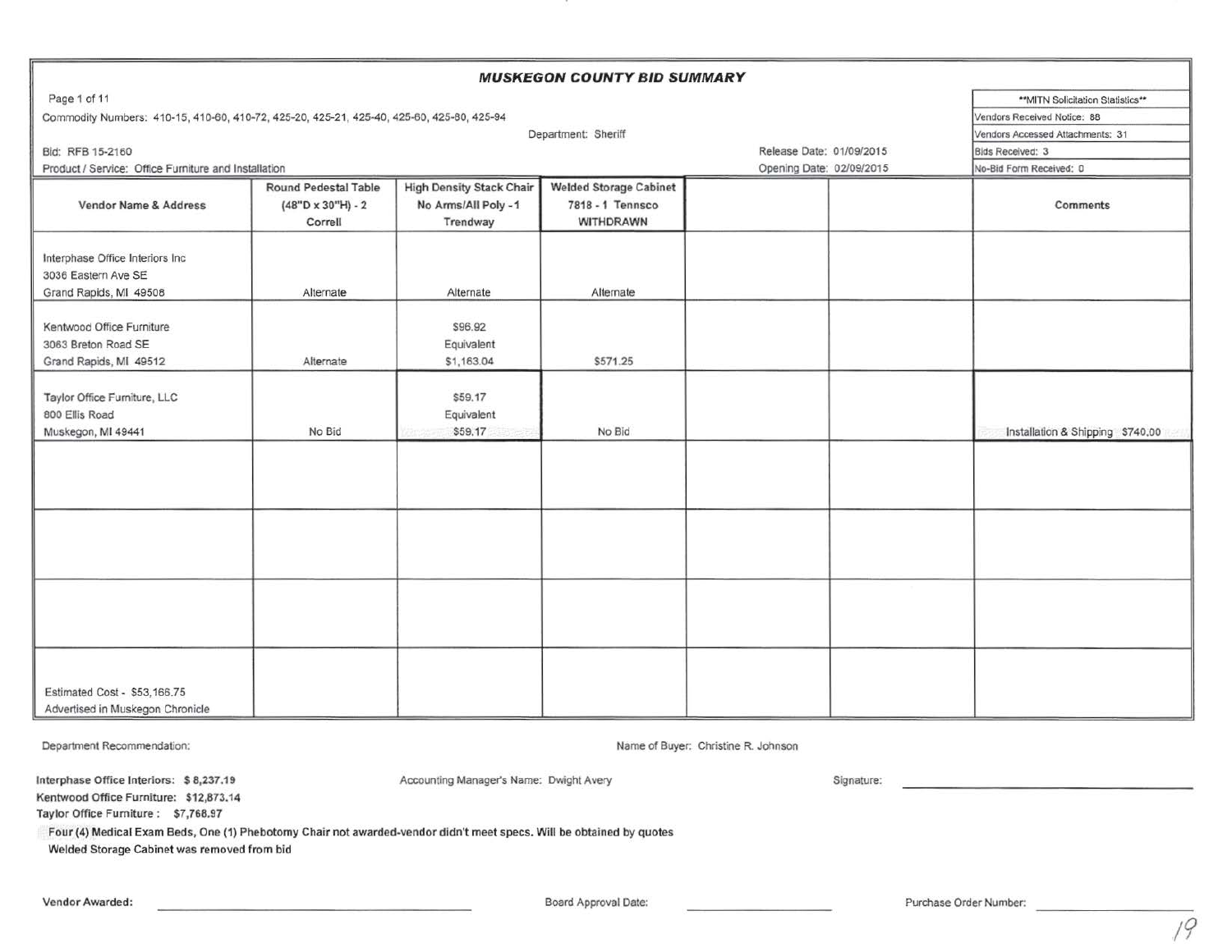## MUSKEGON COUNTY BID SUMMARY

Commodity Numbers: 410-15, 410-60, 410-72, 425-20, 425-21, 425-40, 425-60, 425-80, 425-94

Department: Sheriff

Bid: RFB 15-2160

Product / Service: Office Furniture and Installation

Release Date: 01/09/2015

Opening Date: 02/09/2015

| **MITN Solicitation Statistics** | |
|---|---|
| Vendors Received Notice: | 88 |
| Vendors Accessed Attachments: | 31 |
| Bids Received: | 3 |
| No-Bid Form Received: | 0 |

| Vendor Name & Address | Round Pedestal Table (48"D x 30"H) - 2 Correll | High Density Stack Chair No Arms/All Poly - 1 Trendway | Welded Storage Cabinet 7818 - 1 Tennsco WITHDRAWN | | | Comments |
|---|---|---|---|---|---|---|
| Interphase Office Interiors Inc<br>3036 Eastern Ave SE<br>Grand Rapids, MI 49508 | Alternate | Alternate | Alternate | | | |
| Kentwood Office Furniture<br>3063 Breton Road SE<br>Grand Rapids, MI 49512 | Alternate | $96.92<br>Equivalent<br>$1,163.04 | $571.25 | | | |
| Taylor Office Furniture, LLC<br>800 Ellis Road<br>Muskegon, MI 49441 | No Bid | $59.17<br>Equivalent<br>$59.17 | No Bid | | | Installation & Shipping $740.00 |
| | | | | | | |
| | | | | | | |
| | | | | | | |
| Estimated Cost - $53,166.75<br>Advertised in Muskegon Chronicle | | | | | | |

Department Recommendation:

Name of Buyer: Christine R. Johnson

**Interphase Office Interiors: $ 8,237.19**
**Kentwood Office Furniture: $12,873.14**
**Taylor Office Furniture : $7,768.97**

**Four (4) Medical Exam Beds, One (1) Phebotomy Chair not awarded-vendor didn't meet specs. Will be obtained by quotes**
**Welded Storage Cabinet was removed from bid**

Accounting Manager's Name: Dwight Avery

Signature: \_\_\_\_\_\_\_\_\_\_\_\_\_\_\_\_\_\_\_\_

**Vendor Awarded:** \_\_\_\_\_\_\_\_\_\_\_\_\_\_\_\_\_\_\_\_

Board Approval Date: \_\_\_\_\_\_\_\_\_\_\_\_

Purchase Order Number: \_\_\_\_\_\_\_\_\_\_\_\_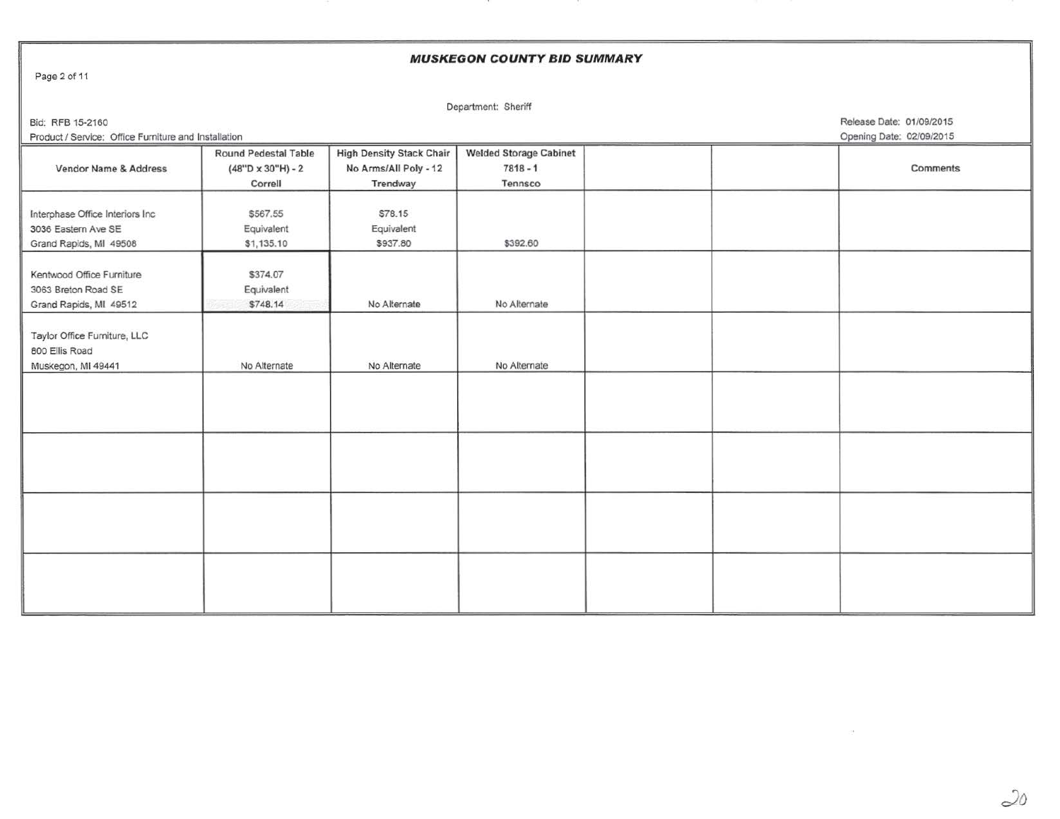# *MUSKEGON COUNTY BID SUMMARY*

Department: Sheriff

Bid: RFB 15-2160

Product / Service: Office Furniture and Installation

Release Date: 01/09/2015

Opening Date: 02/09/2015

| Vendor Name & Address | Round Pedestal Table (48"D x 30"H) - 2 Correll | High Density Stack Chair No Arms/All Poly - 12 Trendway | Welded Storage Cabinet 7818 - 1 Tennsco | | | Comments |
|---|---|---|---|---|---|---|
| Interphase Office Interiors Inc<br>3036 Eastern Ave SE<br>Grand Rapids, MI 49508 | $567.55<br>Equivalent<br>$1,135.10 | $78.15<br>Equivalent<br>$937.80 | $392.60 | | | |
| Kentwood Office Furniture<br>3063 Breton Road SE<br>Grand Rapids, MI 49512 | $374.07<br>Equivalent<br>$748.14 | No Alternate | No Alternate | | | |
| Taylor Office Furniture, LLC<br>600 Ellis Road<br>Muskegon, MI 49441 | No Alternate | No Alternate | No Alternate | | | |
| | | | | | | |
| | | | | | | |
| | | | | | | |
| | | | | | | |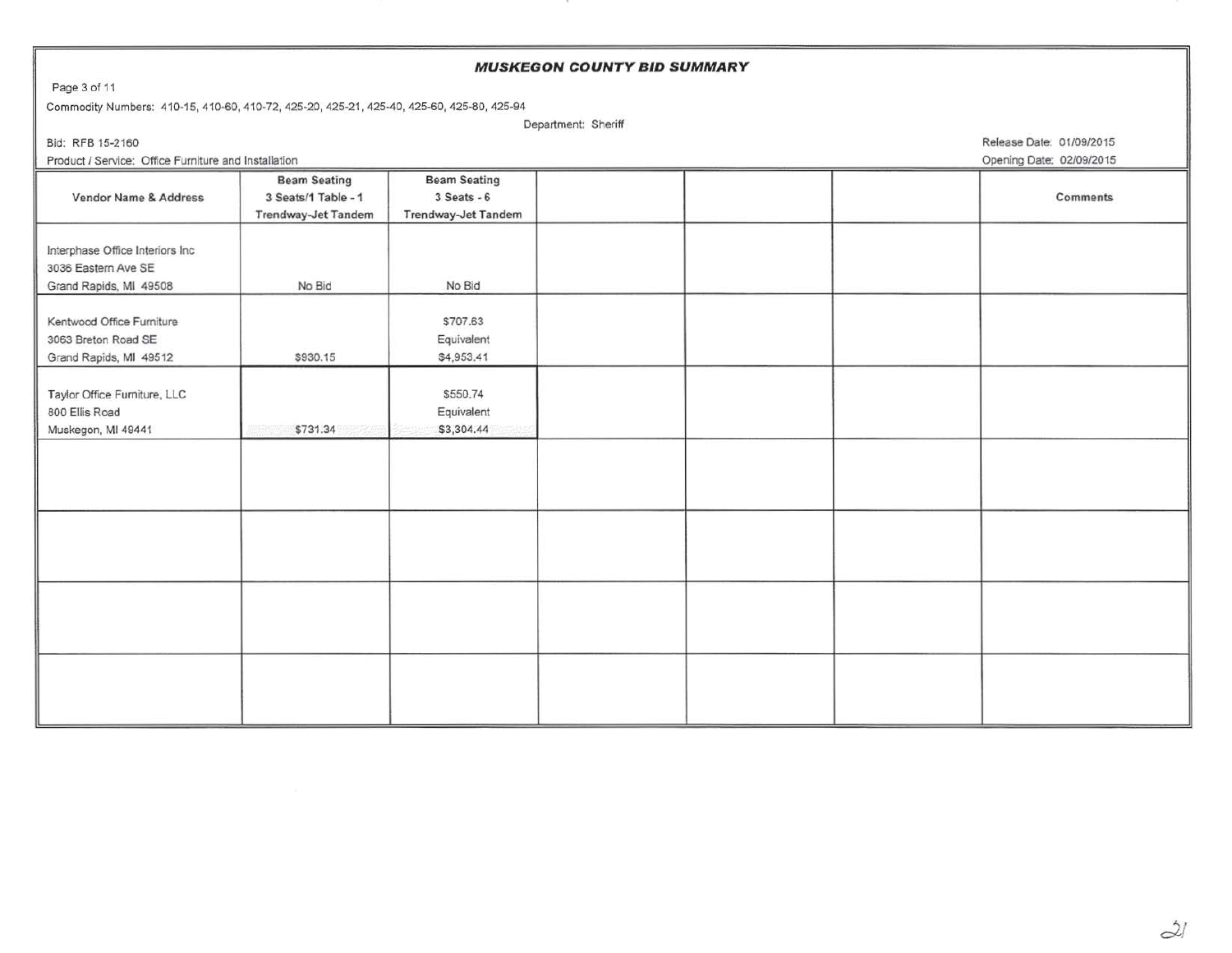# MUSKEGON COUNTY BID SUMMARY

Commodity Numbers: 410-15, 410-60, 410-72, 425-20, 425-21, 425-40, 425-60, 425-80, 425-94

Department: Sheriff

Bid: RFB 15-2160

Release Date: 01/09/2015

Product / Service: Office Furniture and Installation

Opening Date: 02/09/2015

| Vendor Name & Address | Beam Seating 3 Seats/1 Table - 1 Trendway-Jet Tandem | Beam Seating 3 Seats - 6 Trendway-Jet Tandem | | | | Comments |
|---|---|---|---|---|---|---|
| Interphase Office Interiors Inc 3036 Eastern Ave SE Grand Rapids, MI 49508 | No Bid | No Bid | | | | |
| Kentwood Office Furniture 3063 Breton Road SE Grand Rapids, MI 49512 | $930.15 | $707.63 Equivalent $4,953.41 | | | | |
| Taylor Office Furniture, LLC 800 Ellis Road Muskegon, MI 49441 | $731.34 | $550.74 Equivalent $3,304.44 | | | | |
| | | | | | | |
| | | | | | | |
| | | | | | | |
| | | | | | | |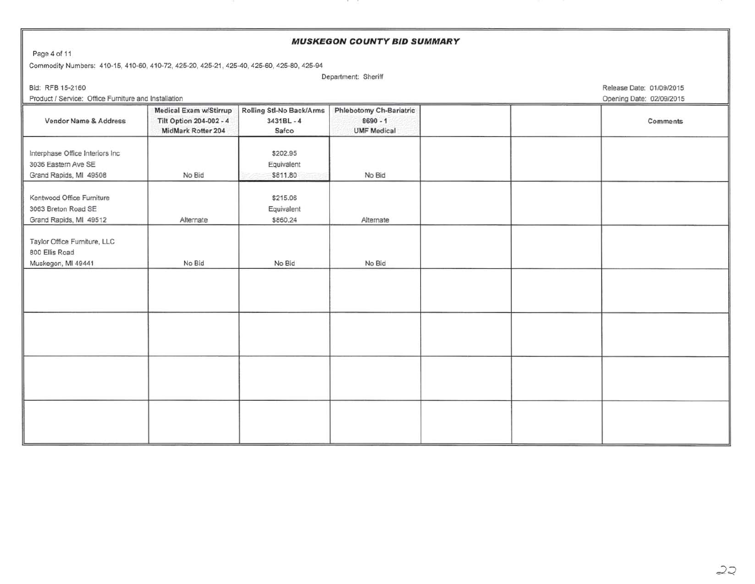# MUSKEGON COUNTY BID SUMMARY

Commodity Numbers: 410-15, 410-60, 410-72, 425-20, 425-21, 425-40, 425-60, 425-80, 425-94

Department: Sheriff

Bid: RFB 15-2160

Release Date: 01/09/2015

Product / Service: Office Furniture and Installation

Opening Date: 02/09/2015

| Vendor Name & Address | Medical Exam w/Stirrup Tilt Option 204-002 - 4 MidMark Rotter 204 | Rolling Stl-No Back/Arms 3431BL - 4 Safco | Phlebotomy Ch-Bariatric 8690 - 1 UMF Medical | | | Comments |
|---|---|---|---|---|---|---|
| Interphase Office Interiors Inc 3036 Eastern Ave SE Grand Rapids, MI 49508 | No Bid | $202.95 Equivalent $811.80 | No Bid | | | |
| Kentwood Office Furniture 3063 Breton Road SE Grand Rapids, MI 49512 | Alternate | $215.06 Equivalent $860.24 | Alternate | | | |
| Taylor Office Furniture, LLC 800 Ellis Road Muskegon, MI 49441 | No Bid | No Bid | No Bid | | | |
| | | | | | | |
| | | | | | | |
| | | | | | | |
| | | | | | | |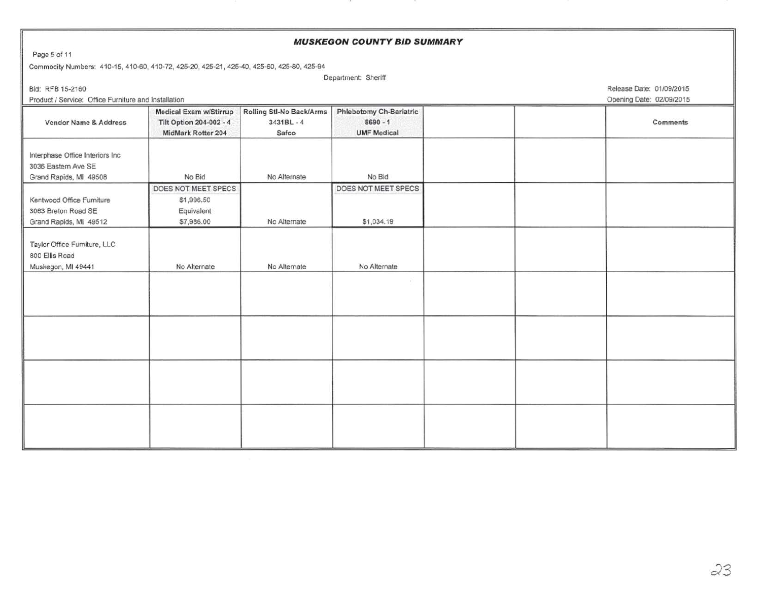## MUSKEGON COUNTY BID SUMMARY

Commodity Numbers: 410-15, 410-60, 410-72, 425-20, 425-21, 425-40, 425-60, 425-80, 425-94

Department: Sheriff

Bid: RFB 15-2160

Release Date: 01/09/2015

Product / Service: Office Furniture and Installation

Opening Date: 02/09/2015

| Vendor Name & Address | Medical Exam w/Stirrup Tilt Option 204-002 - 4 MidMark Rotter 204 | Rolling Stl-No Back/Arms 3431BL - 4 Safco | Phlebotomy Ch-Bariatric 8690 - 1 UMF Medical | | | Comments |
|---|---|---|---|---|---|---|
| Interphase Office Interiors Inc 3036 Eastern Ave SE Grand Rapids, MI 49508 | No Bid | No Alternate | No Bid | | | |
| Kentwood Office Furniture 3063 Breton Road SE Grand Rapids, MI 49512 | DOES NOT MEET SPECS $1,996.50 Equivalent $7,986.00 | No Alternate | DOES NOT MEET SPECS $1,034.19 | | | |
| Taylor Office Furniture, LLC 800 Ellis Road Muskegon, MI 49441 | No Alternate | No Alternate | No Alternate | | | |
| | | | | | | |
| | | | | | | |
| | | | | | | |
| | | | | | | |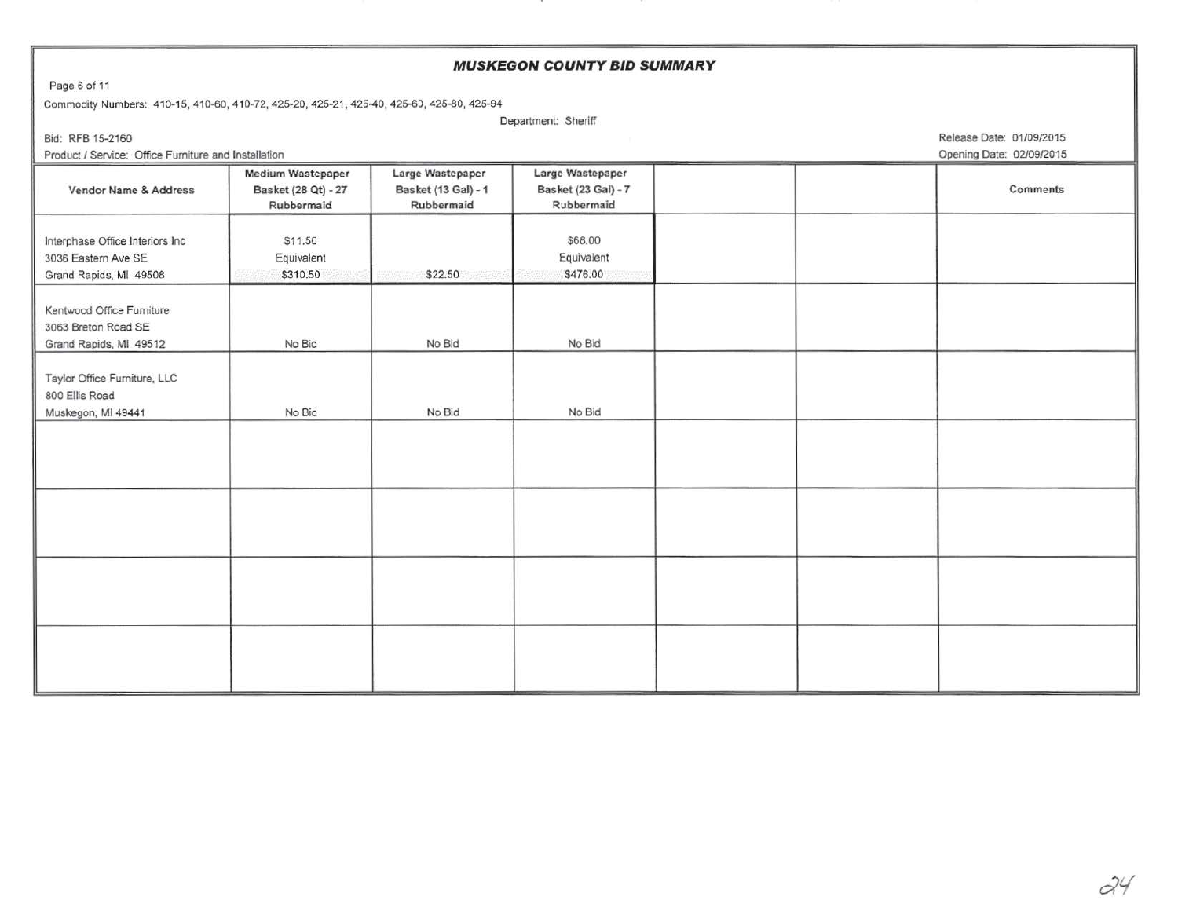# *MUSKEGON COUNTY BID SUMMARY*

Commodity Numbers: 410-15, 410-60, 410-72, 425-20, 425-21, 425-40, 425-60, 425-80, 425-94

Department: Sheriff

Bid: RFB 15-2160

Product / Service: Office Furniture and Installation

Release Date: 01/09/2015

Opening Date: 02/09/2015

| Vendor Name & Address | Medium Wastepaper Basket (28 Qt) - 27 Rubbermaid | Large Wastepaper Basket (13 Gal) - 1 Rubbermaid | Large Wastepaper Basket (23 Gal) - 7 Rubbermaid | | | Comments |
|---|---|---|---|---|---|---|
| Interphase Office Interiors Inc<br>3036 Eastern Ave SE<br>Grand Rapids, MI 49508 | $11.50<br>Equivalent<br>$310.50 | $22.50 | $68.00<br>Equivalent<br>$476.00 | | | |
| Kentwood Office Furniture<br>3063 Breton Road SE<br>Grand Rapids, MI 49512 | No Bid | No Bid | No Bid | | | |
| Taylor Office Furniture, LLC<br>800 Ellis Road<br>Muskegon, MI 49441 | No Bid | No Bid | No Bid | | | |
| | | | | | | |
| | | | | | | |
| | | | | | | |
| | | | | | | |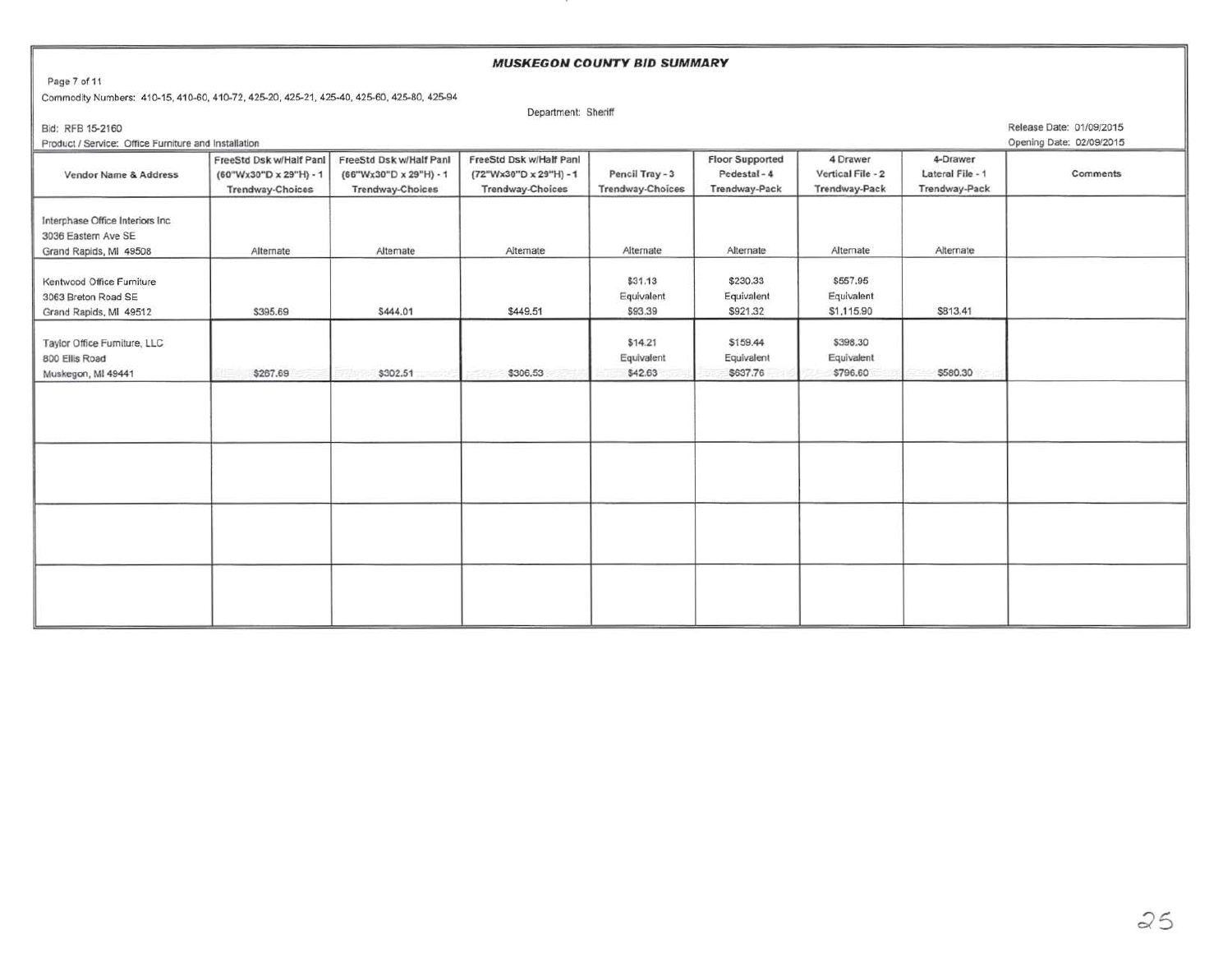# MUSKEGON COUNTY BID SUMMARY

Commodity Numbers: 410-15, 410-60, 410-72, 425-20, 425-21, 425-40, 425-60, 425-80, 425-94

Department: Sheriff

Bid: RFB 15-2160

Release Date: 01/09/2015

Product / Service: Office Furniture and Installation

Opening Date: 02/09/2015

| Vendor Name & Address | FreeStd Dsk w/Half Panl (60"Wx30"D x 29"H) - 1 Trendway-Choices | FreeStd Dsk w/Half Panl (66"Wx30"D x 29"H) - 1 Trendway-Choices | FreeStd Dsk w/Half Panl (72"Wx30"D x 29"H) - 1 Trendway-Choices | Pencil Tray - 3 Trendway-Choices | Floor Supported Pedestal - 4 Trendway-Pack | 4 Drawer Vertical File - 2 Trendway-Pack | 4-Drawer Lateral File - 1 Trendway-Pack | Comments |
|---|---|---|---|---|---|---|---|---|
| Interphase Office Interiors Inc<br>3036 Eastern Ave SE<br>Grand Rapids, MI 49508 | Alternate | Alternate | Alternate | Alternate | Alternate | Alternate | Alternate | |
| Kentwood Office Furniture<br>3063 Breton Road SE<br>Grand Rapids, MI 49512 | $395.69 | $444.01 | $449.51 | $31.13<br>Equivalent<br>$93.39 | $230.33<br>Equivalent<br>$921.32 | $557.95<br>Equivalent<br>$1,115.90 | $813.41 | |
| Taylor Office Furniture, LLC<br>800 Ellis Road<br>Muskegon, MI 49441 | $267.69 | $302.51 | $306.53 | $14.21<br>Equivalent<br>$42.63 | $159.44<br>Equivalent<br>$637.76 | $398.30<br>Equivalent<br>$796.60 | $580.30 | |
| | | | | | | | | |
| | | | | | | | | |
| | | | | | | | | |
| | | | | | | | | |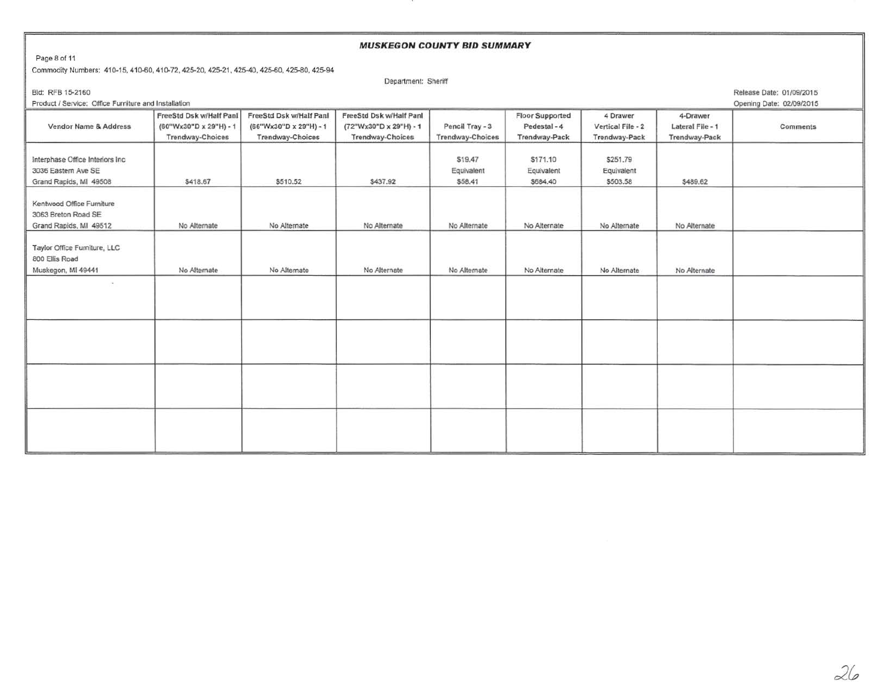**MUSKEGON COUNTY BID SUMMARY**

Commodity Numbers: 410-15, 410-60, 410-72, 425-20, 425-21, 425-40, 425-60, 425-80, 425-94

Department: Sheriff

Bid: RFB 15-2160

Product / Service: Office Furniture and Installation

Release Date: 01/09/2015

Opening Date: 02/09/2015

| Vendor Name & Address | FreeStd Dsk w/Half Panl (60"Wx30"D x 29"H) - 1 Trendway-Choices | FreeStd Dsk w/Half Panl (66"Wx30"D x 29"H) - 1 Trendway-Choices | FreeStd Dsk w/Half Panl (72"Wx30"D x 29"H) - 1 Trendway-Choices | Pencil Tray - 3 Trendway-Choices | Floor Supported Pedestal - 4 Trendway-Pack | 4 Drawer Vertical File - 2 Trendway-Pack | 4-Drawer Lateral File - 1 Trendway-Pack | Comments |
|---|---|---|---|---|---|---|---|---|
| Interphase Office Interiors Inc<br>3035 Eastern Ave SE<br>Grand Rapids, MI 49508 | $418.67 | $510.52 | $437.92 | $19.47<br>Equivalent<br>$58.41 | $171.10<br>Equivalent<br>$684.40 | $251.79<br>Equivalent<br>$503.58 | $489.62 | |
| Kentwood Office Furniture<br>3063 Breton Road SE<br>Grand Rapids, MI 49512 | No Alternate | No Alternate | No Alternate | No Alternate | No Alternate | No Alternate | No Alternate | |
| Taylor Office Furniture, LLC<br>800 Ellis Road<br>Muskegon, MI 49441 | No Alternate | No Alternate | No Alternate | No Alternate | No Alternate | No Alternate | No Alternate | |
| | | | | | | | | |
| | | | | | | | | |
| | | | | | | | | |
| | | | | | | | | |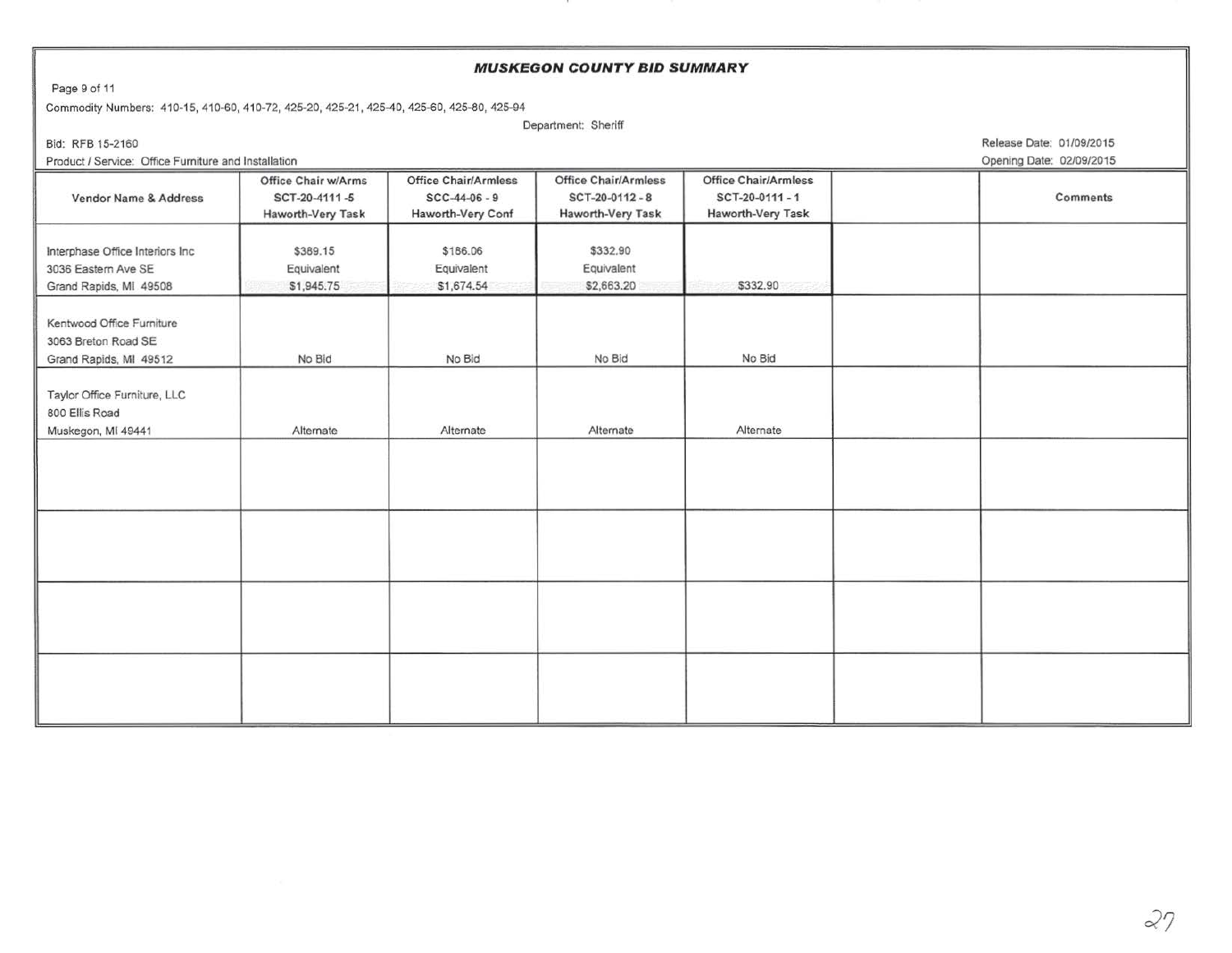### *MUSKEGON COUNTY BID SUMMARY*

Commodity Numbers: 410-15, 410-60, 410-72, 425-20, 425-21, 425-40, 425-60, 425-80, 425-94

Department: Sheriff

Bid: RFB 15-2160

Release Date: 01/09/2015

Product / Service: Office Furniture and Installation

Opening Date: 02/09/2015

| Vendor Name & Address | Office Chair w/Arms SCT-20-4111 -5 Haworth-Very Task | Office Chair/Armless SCC-44-06 - 9 Haworth-Very Conf | Office Chair/Armless SCT-20-0112 - 8 Haworth-Very Task | Office Chair/Armless SCT-20-0111 - 1 Haworth-Very Task | | Comments |
|---|---|---|---|---|---|---|
| Interphase Office Interiors Inc 3036 Eastern Ave SE Grand Rapids, MI 49508 | $389.15 Equivalent $1,945.75 | $186.06 Equivalent $1,674.54 | $332.90 Equivalent $2,663.20 | $332.90 | | |
| Kentwood Office Furniture 3063 Breton Road SE Grand Rapids, MI 49512 | No Bid | No Bid | No Bid | No Bid | | |
| Taylor Office Furniture, LLC 800 Ellis Road Muskegon, MI 49441 | Alternate | Alternate | Alternate | Alternate | | |
| | | | | | | |
| | | | | | | |
| | | | | | | |
| | | | | | | |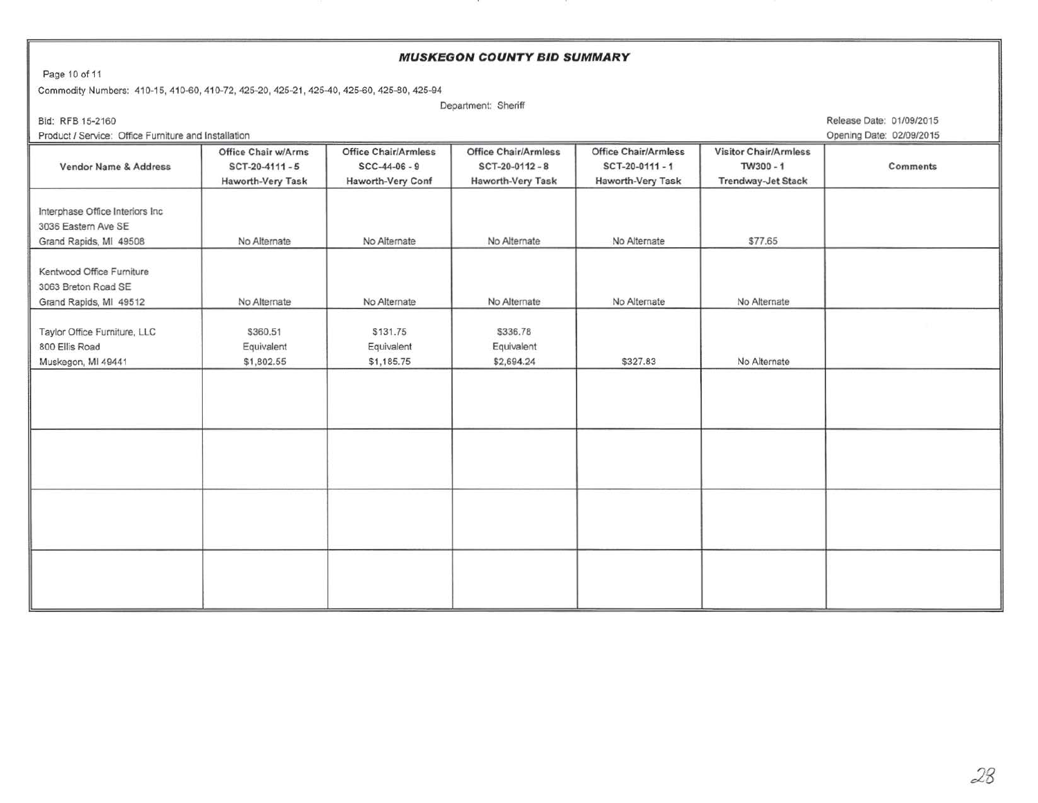# MUSKEGON COUNTY BID SUMMARY

Commodity Numbers: 410-15, 410-60, 410-72, 425-20, 425-21, 425-40, 425-60, 425-80, 425-94

Department: Sheriff

Bid: RFB 15-2160

Release Date: 01/09/2015

Product / Service: Office Furniture and Installation

Opening Date: 02/09/2015

| Vendor Name & Address | Office Chair w/Arms SCT-20-4111 - 5 Haworth-Very Task | Office Chair/Armless SCC-44-06 - 9 Haworth-Very Conf | Office Chair/Armless SCT-20-0112 - 8 Haworth-Very Task | Office Chair/Armless SCT-20-0111 - 1 Haworth-Very Task | Visitor Chair/Armless TW300 - 1 Trendway-Jet Stack | Comments |
|---|---|---|---|---|---|---|
| Interphase Office Interiors Inc<br>3036 Eastern Ave SE<br>Grand Rapids, MI 49508 | No Alternate | No Alternate | No Alternate | No Alternate | $77.65 | |
| Kentwood Office Furniture<br>3063 Breton Road SE<br>Grand Rapids, MI 49512 | No Alternate | No Alternate | No Alternate | No Alternate | No Alternate | |
| Taylor Office Furniture, LLC<br>800 Ellis Road<br>Muskegon, MI 49441 | $360.51<br>Equivalent<br>$1,802.55 | $131.75<br>Equivalent<br>$1,185.75 | $336.78<br>Equivalent<br>$2,694.24 | $327.83 | No Alternate | |
| | | | | | | |
| | | | | | | |
| | | | | | | |
| | | | | | | |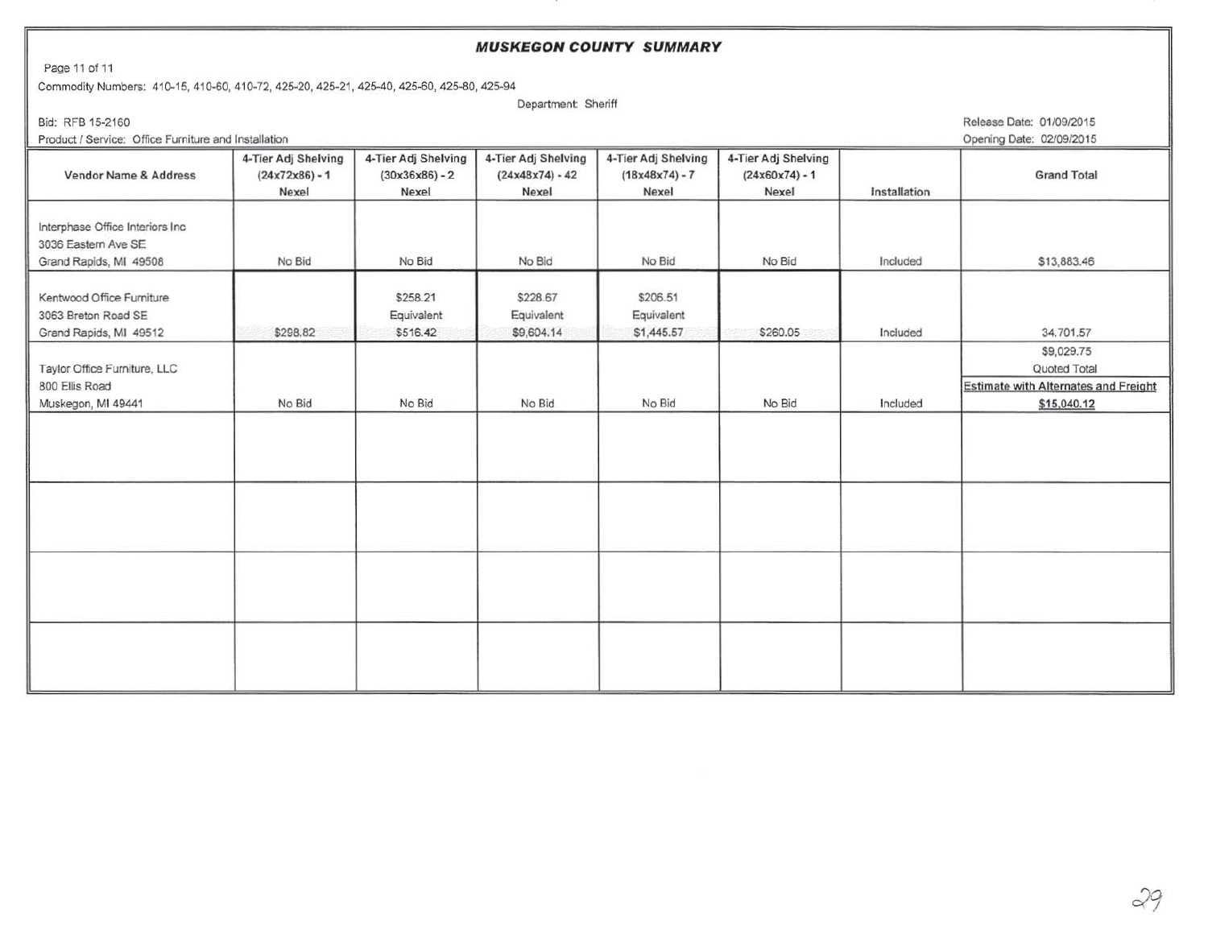## MUSKEGON COUNTY SUMMARY

Commodity Numbers: 410-15, 410-60, 410-72, 425-20, 425-21, 425-40, 425-60, 425-80, 425-94

Department: Sheriff

Bid: RFB 15-2160

Product / Service: Office Furniture and Installation

Release Date: 01/09/2015

Opening Date: 02/09/2015

| Vendor Name & Address | 4-Tier Adj Shelving (24x72x86) - 1 Nexel | 4-Tier Adj Shelving (30x36x86) - 2 Nexel | 4-Tier Adj Shelving (24x48x74) - 42 Nexel | 4-Tier Adj Shelving (18x48x74) - 7 Nexel | 4-Tier Adj Shelving (24x60x74) - 1 Nexel | Installation | Grand Total |
|---|---|---|---|---|---|---|---|
| Interphase Office Interiors Inc<br>3036 Eastern Ave SE<br>Grand Rapids, MI 49508 | No Bid | No Bid | No Bid | No Bid | No Bid | Included | $13,883.46 |
| Kentwood Office Furniture<br>3063 Breton Road SE<br>Grand Rapids, MI 49512 | $298.82 | $258.21<br>Equivalent<br>$516.42 | $228.67<br>Equivalent<br>$9,604.14 | $206.51<br>Equivalent<br>$1,445.57 | $260.05 | Included | 34,701.57 |
| Taylor Office Furniture, LLC<br>800 Ellis Road<br>Muskegon, MI 49441 | No Bid | No Bid | No Bid | No Bid | No Bid | Included | $9,029.75<br>Quoted Total<br>Estimate with Alternates and Freight<br>$15,040.12 |
| | | | | | | | |
| | | | | | | | |
| | | | | | | | |
| | | | | | | | |